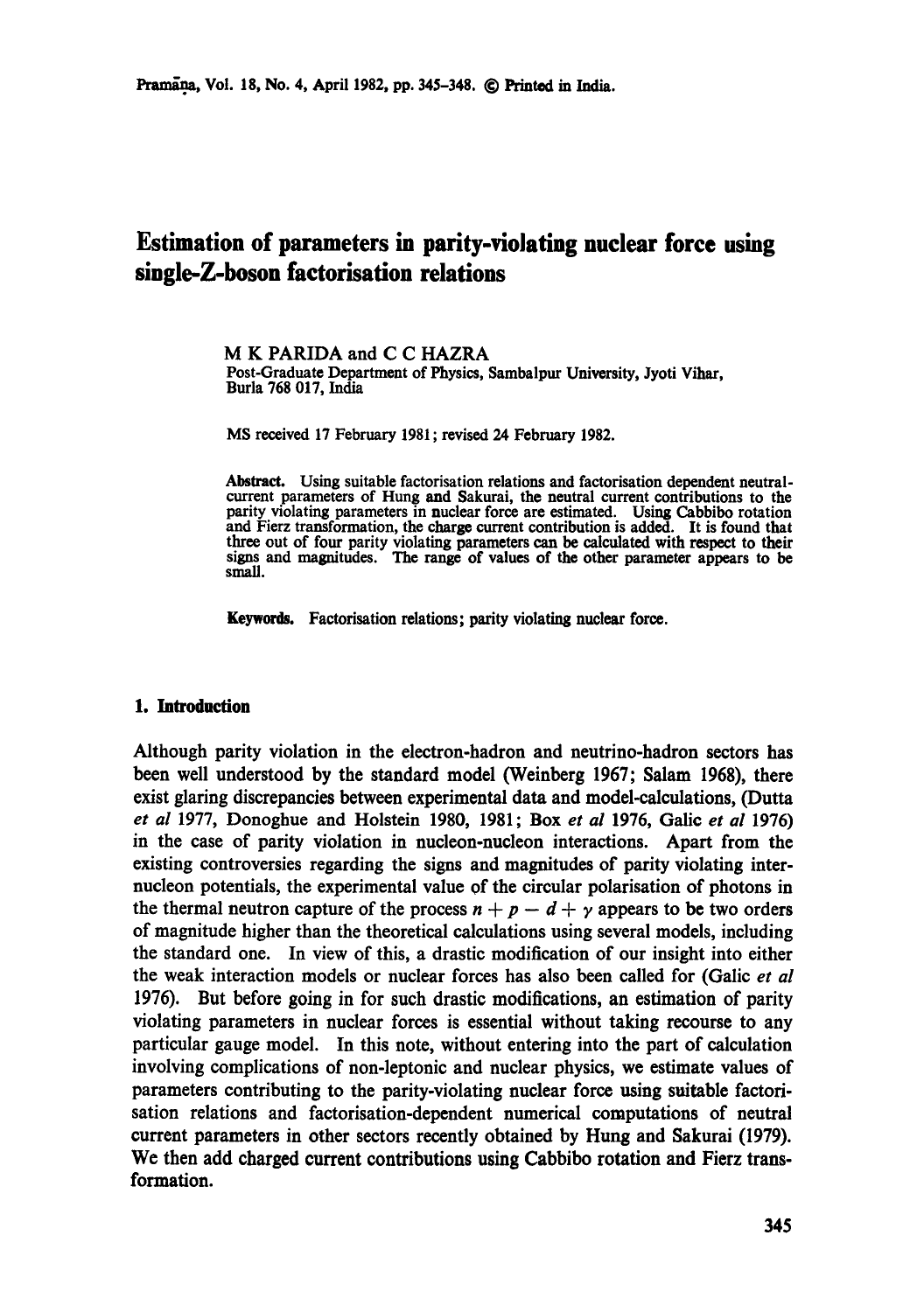# Estimation of parameters in parity-violating nuclear force using single-Z-boson factorisation relations

M K PARIDA and C C HAZRA
Post-Graduate Department of Physics, Sambalpur University, Jyoti Vihar, Burla 768 017, India

MS received 17 February 1981; revised 24 February 1982.

**Abstract.** Using suitable factorisation relations and factorisation dependent neutral-current parameters of Hung and Sakurai, the neutral current contributions to the parity violating parameters in nuclear force are estimated. Using Cabbibo rotation and Fierz transformation, the charge current contribution is added. It is found that three out of four parity violating parameters can be calculated with respect to their signs and magnitudes. The range of values of the other parameter appears to be small.

**Keywords.** Factorisation relations; parity violating nuclear force.

## 1. Introduction

Although parity violation in the electron-hadron and neutrino-hadron sectors has been well understood by the standard model (Weinberg 1967; Salam 1968), there exist glaring discrepancies between experimental data and model-calculations, (Dutta *et al* 1977, Donoghue and Holstein 1980, 1981; Box *et al* 1976, Galic *et al* 1976) in the case of parity violation in nucleon-nucleon interactions. Apart from the existing controversies regarding the signs and magnitudes of parity violating inter-nucleon potentials, the experimental value of the circular polarisation of photons in the thermal neutron capture of the process $n + p - d + \gamma$ appears to be two orders of magnitude higher than the theoretical calculations using several models, including the standard one. In view of this, a drastic modification of our insight into either the weak interaction models or nuclear forces has also been called for (Galic *et al* 1976). But before going in for such drastic modifications, an estimation of parity violating parameters in nuclear forces is essential without taking recourse to any particular gauge model. In this note, without entering into the part of calculation involving complications of non-leptonic and nuclear physics, we estimate values of parameters contributing to the parity-violating nuclear force using suitable factorisation relations and factorisation-dependent numerical computations of neutral current parameters in other sectors recently obtained by Hung and Sakurai (1979). We then add charged current contributions using Cabbibo rotation and Fierz transformation.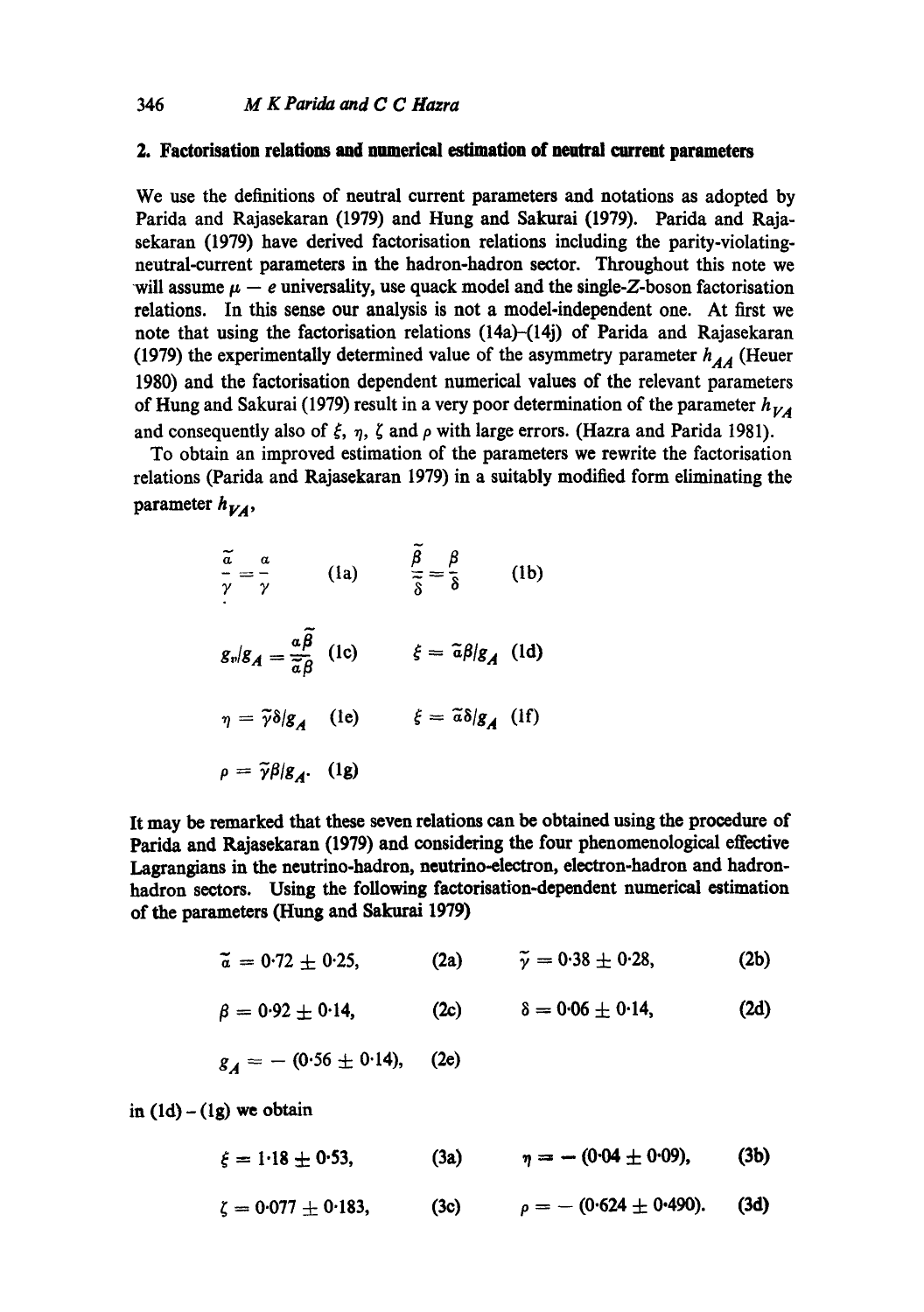## 2. Factorisation relations and numerical estimation of neutral current parameters

We use the definitions of neutral current parameters and notations as adopted by Parida and Rajasekaran (1979) and Hung and Sakurai (1979). Parida and Rajasekaran (1979) have derived factorisation relations including the parity-violating-neutral-current parameters in the hadron-hadron sector. Throughout this note we will assume $\mu - e$ universality, use quack model and the single-$Z$-boson factorisation relations. In this sense our analysis is not a model-independent one. At first we note that using the factorisation relations (14a)–(14j) of Parida and Rajasekaran (1979) the experimentally determined value of the asymmetry parameter $h_{AA}$ (Heuer 1980) and the factorisation dependent numerical values of the relevant parameters of Hung and Sakurai (1979) result in a very poor determination of the parameter $h_{VA}$ and consequently also of $\xi$, $\eta$, $\zeta$ and $\rho$ with large errors. (Hazra and Parida 1981).

To obtain an improved estimation of the parameters we rewrite the factorisation relations (Parida and Rajasekaran 1979) in a suitably modified form eliminating the parameter $h_{VA}$,

$$\frac{\tilde{\alpha}}{\gamma} = \frac{\alpha}{\gamma} \quad \text{(1a)} \qquad \frac{\tilde{\beta}}{\tilde{\delta}} = \frac{\beta}{\delta} \quad \text{(1b)}$$

$$g_v/g_A = \frac{\alpha\tilde{\beta}}{\tilde{\alpha}\beta} \quad \text{(1c)} \qquad \xi = \tilde{\alpha}\beta/g_A \quad \text{(1d)}$$

$$\eta = \tilde{\gamma}\delta/g_A \quad \text{(1e)} \qquad \xi = \tilde{\alpha}\delta/g_A \quad \text{(1f)}$$

$$\rho = \tilde{\gamma}\beta/g_A. \quad \text{(1g)}$$

It may be remarked that these seven relations can be obtained using the procedure of Parida and Rajasekaran (1979) and considering the four phenomenological effective Lagrangians in the neutrino-hadron, neutrino-electron, electron-hadron and hadron-hadron sectors. Using the following factorisation-dependent numerical estimation of the parameters (Hung and Sakurai 1979)

$$\tilde{\alpha} = 0{\cdot}72 \pm 0{\cdot}25, \quad \text{(2a)} \qquad \tilde{\gamma} = 0{\cdot}38 \pm 0{\cdot}28, \quad \text{(2b)}$$

$$\beta = 0{\cdot}92 \pm 0{\cdot}14, \quad \text{(2c)} \qquad \delta = 0{\cdot}06 \pm 0{\cdot}14, \quad \text{(2d)}$$

$$g_A = -(0{\cdot}56 \pm 0{\cdot}14), \quad \text{(2e)}$$

in (1d) – (1g) we obtain

$$\xi = 1{\cdot}18 \pm 0{\cdot}53, \quad \text{(3a)} \qquad \eta = -(0{\cdot}04 \pm 0{\cdot}09), \quad \text{(3b)}$$

$$\zeta = 0{\cdot}077 \pm 0{\cdot}183, \quad \text{(3c)} \qquad \rho = -(0{\cdot}624 \pm 0{\cdot}490). \quad \text{(3d)}$$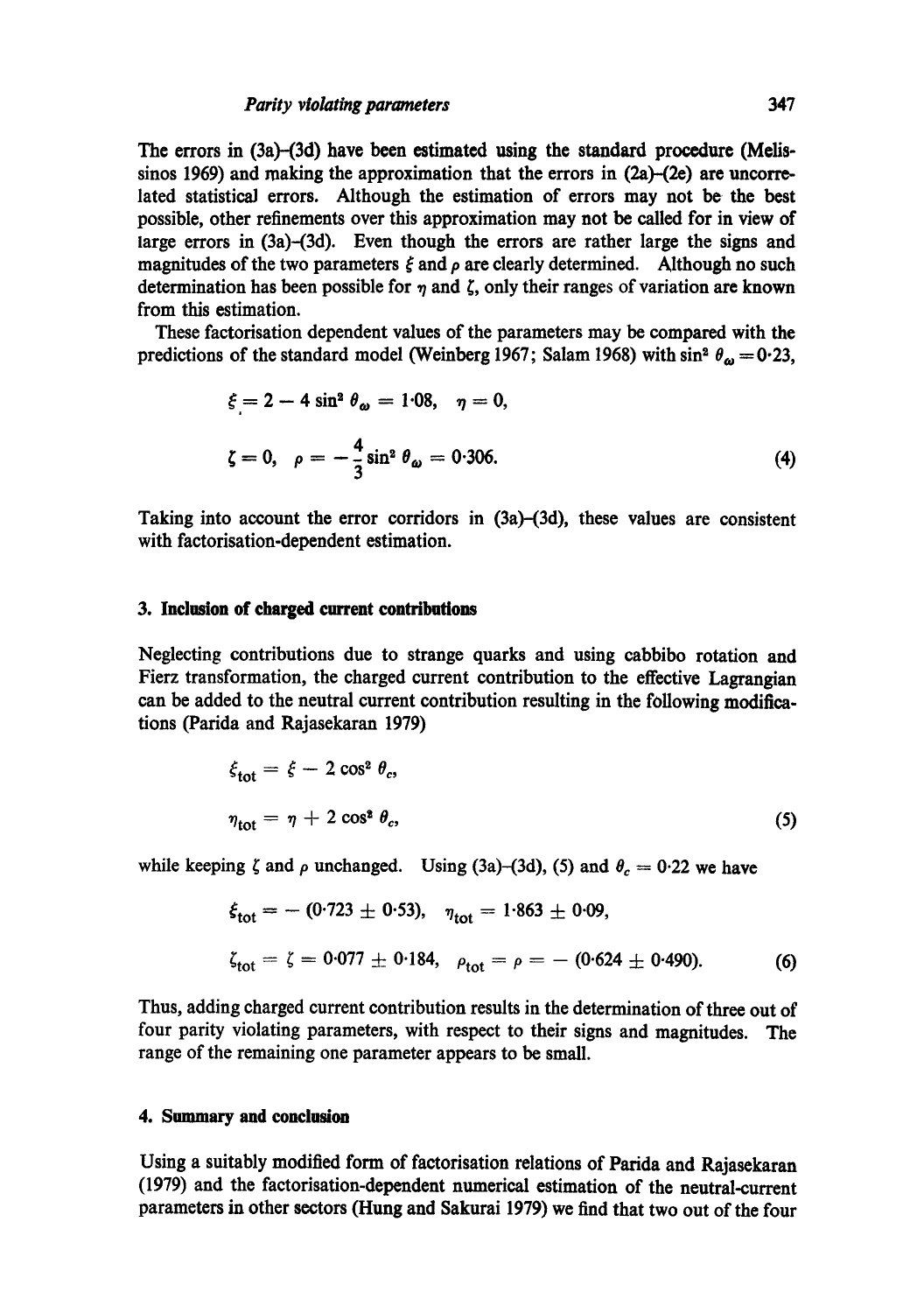The errors in (3a)–(3d) have been estimated using the standard procedure (Melissinos 1969) and making the approximation that the errors in (2a)–(2e) are uncorrelated statistical errors. Although the estimation of errors may not be the best possible, other refinements over this approximation may not be called for in view of large errors in (3a)–(3d). Even though the errors are rather large the signs and magnitudes of the two parameters $\xi$ and $\rho$ are clearly determined. Although no such determination has been possible for $\eta$ and $\zeta$, only their ranges of variation are known from this estimation.

These factorisation dependent values of the parameters may be compared with the predictions of the standard model (Weinberg 1967; Salam 1968) with $\sin^2 \theta_\omega = 0{\cdot}23$,

$$\xi = 2 - 4 \sin^2 \theta_\omega = 1{\cdot}08, \quad \eta = 0,$$

$$\zeta = 0, \quad \rho = -\frac{4}{3} \sin^2 \theta_\omega = 0{\cdot}306. \tag{4}$$

Taking into account the error corridors in (3a)–(3d), these values are consistent with factorisation-dependent estimation.

## 3. Inclusion of charged current contributions

Neglecting contributions due to strange quarks and using cabbibo rotation and Fierz transformation, the charged current contribution to the effective Lagrangian can be added to the neutral current contribution resulting in the following modifications (Parida and Rajasekaran 1979)

$$\xi_{\text{tot}} = \xi - 2 \cos^2 \theta_c,$$

$$\eta_{\text{tot}} = \eta + 2 \cos^2 \theta_c, \tag{5}$$

while keeping $\zeta$ and $\rho$ unchanged. Using (3a)–(3d), (5) and $\theta_c = 0{\cdot}22$ we have

$$\xi_{\text{tot}} = -(0{\cdot}723 \pm 0{\cdot}53), \quad \eta_{\text{tot}} = 1{\cdot}863 \pm 0{\cdot}09,$$

$$\zeta_{\text{tot}} = \zeta = 0{\cdot}077 \pm 0{\cdot}184, \quad \rho_{\text{tot}} = \rho = -(0{\cdot}624 \pm 0{\cdot}490). \tag{6}$$

Thus, adding charged current contribution results in the determination of three out of four parity violating parameters, with respect to their signs and magnitudes. The range of the remaining one parameter appears to be small.

## 4. Summary and conclusion

Using a suitably modified form of factorisation relations of Parida and Rajasekaran (1979) and the factorisation-dependent numerical estimation of the neutral-current parameters in other sectors (Hung and Sakurai 1979) we find that two out of the four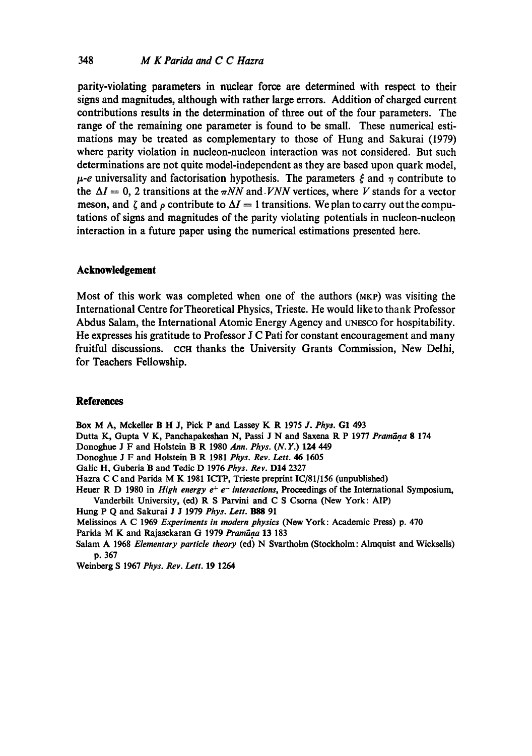parity-violating parameters in nuclear force are determined with respect to their signs and magnitudes, although with rather large errors. Addition of charged current contributions results in the determination of three out of the four parameters. The range of the remaining one parameter is found to be small. These numerical estimations may be treated as complementary to those of Hung and Sakurai (1979) where parity violation in nucleon-nucleon interaction was not considered. But such determinations are not quite model-independent as they are based upon quark model, $\mu$-$e$ universality and factorisation hypothesis. The parameters $\xi$ and $\eta$ contribute to the $\Delta I = 0$, 2 transitions at the $\pi NN$ and $VNN$ vertices, where $V$ stands for a vector meson, and $\zeta$ and $\rho$ contribute to $\Delta I = 1$ transitions. We plan to carry out the computations of signs and magnitudes of the parity violating potentials in nucleon-nucleon interaction in a future paper using the numerical estimations presented here.

## Acknowledgement

Most of this work was completed when one of the authors (MKP) was visiting the International Centre for Theoretical Physics, Trieste. He would like to thank Professor Abdus Salam, the International Atomic Energy Agency and UNESCO for hospitability. He expresses his gratitude to Professor J C Pati for constant encouragement and many fruitful discussions. CCH thanks the University Grants Commission, New Delhi, for Teachers Fellowship.

## References

Box M A, Mckeller B H J, Pick P and Lassey K R 1975 *J. Phys.* **G1** 493

Dutta K, Gupta V K, Panchapakeshan N, Passi J N and Saxena R P 1977 *Pramāṇa* **8** 174

Donoghue J F and Holstein B R 1980 *Ann. Phys. (N.Y.)* **124** 449

Donoghue J F and Holstein B R 1981 *Phys. Rev. Lett.* **46** 1605

Galic H, Guberia B and Tedic D 1976 *Phys. Rev.* **D14** 2327

Hazra C C and Parida M K 1981 ICTP, Trieste preprint IC/81/156 (unpublished)

Heuer R D 1980 in *High energy $e^+$ $e^-$ interactions*, Proceedings of the International Symposium, Vanderbilt University, (ed) R S Parvini and C S Csorna (New York: AIP)

Hung P Q and Sakurai J J 1979 *Phys. Lett.* **B88** 91

Melissinos A C 1969 *Experiments in modern physics* (New York: Academic Press) p. 470

Parida M K and Rajasekaran G 1979 *Pramāṇa* **13** 183

Salam A 1968 *Elementary particle theory* (ed) N Svartholm (Stockholm: Almquist and Wicksells) p. 367

Weinberg S 1967 *Phys. Rev. Lett.* **19** 1264